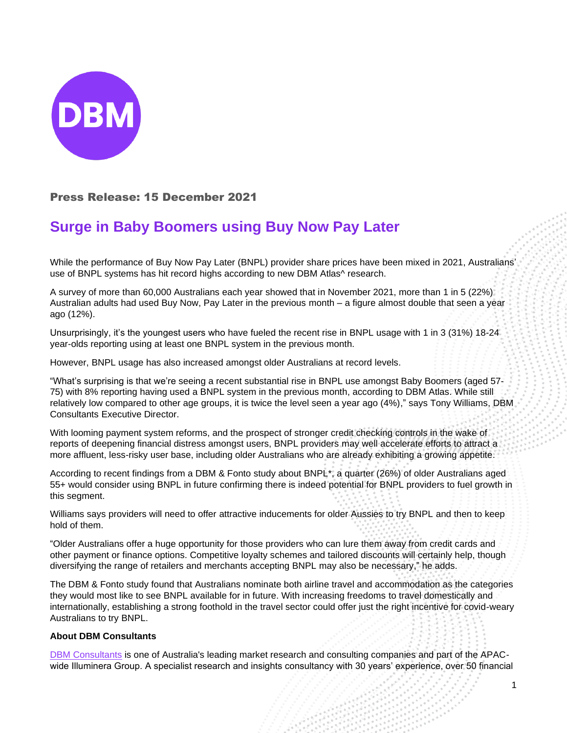**Press Release: 15 December 2021**

# Surge in Baby Boomers using Buy Now Pay Later

While the performance of Buy Now Pay Later (BNPL) provider share prices have been mixed in 2021, Australians' use of BNPL systems has hit record highs according to new DBM Atlas^ research.

A survey of more than 60,000 Australians each year showed that in November 2021, more than 1 in 5 (22%) Australian adults had used Buy Now, Pay Later in the previous month – a figure almost double that seen a year ago (12%).

Unsurprisingly, it's the youngest users who have fueled the recent rise in BNPL usage with 1 in 3 (31%) 18-24 year-olds reporting using at least one BNPL system in the previous month.

However, BNPL usage has also increased amongst older Australians at record levels.

"What's surprising is that we're seeing a recent substantial rise in BNPL use amongst Baby Boomers (aged 57-75) with 8% reporting having used a BNPL system in the previous month, according to DBM Atlas. While still relatively low compared to other age groups, it is twice the level seen a year ago (4%)," says Tony Williams, DBM Consultants Executive Director.

With looming payment system reforms, and the prospect of stronger credit checking controls in the wake of reports of deepening financial distress amongst users, BNPL providers may well accelerate efforts to attract a more affluent, less-risky user base, including older Australians who are already exhibiting a growing appetite.

According to recent findings from a DBM & Fonto study about BNPL*, a quarter (26%) of older Australians aged 55+ would consider using BNPL in future confirming there is indeed potential for BNPL providers to fuel growth in this segment.

Williams says providers will need to offer attractive inducements for older Aussies to try BNPL and then to keep hold of them.

"Older Australians offer a huge opportunity for those providers who can lure them away from credit cards and other payment or finance options. Competitive loyalty schemes and tailored discounts will certainly help, though diversifying the range of retailers and merchants accepting BNPL may also be necessary," he adds.

The DBM & Fonto study found that Australians nominate both airline travel and accommodation as the categories they would most like to see BNPL available for in future. With increasing freedoms to travel domestically and internationally, establishing a strong foothold in the travel sector could offer just the right incentive for covid-weary Australians to try BNPL.

**About DBM Consultants**

DBM Consultants is one of Australia's leading market research and consulting companies and part of the APAC-wide Illuminera Group. A specialist research and insights consultancy with 30 years' experience, over 50 financial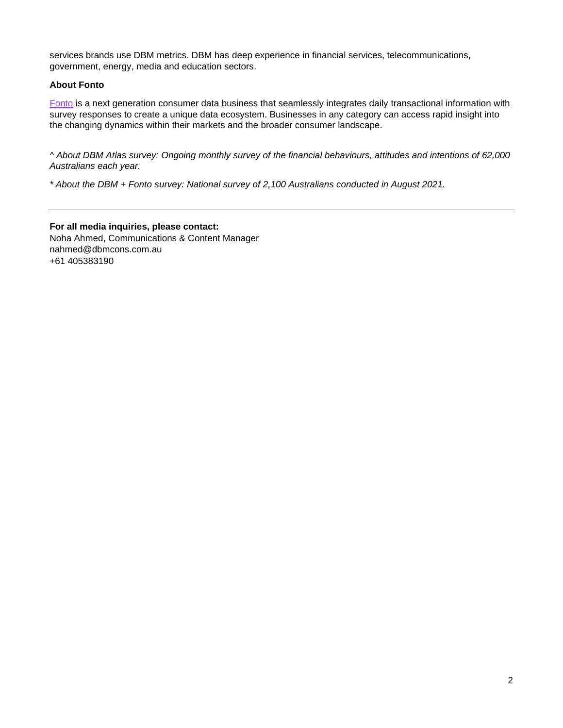services brands use DBM metrics. DBM has deep experience in financial services, telecommunications, government, energy, media and education sectors.

**About Fonto**

Fonto is a next generation consumer data business that seamlessly integrates daily transactional information with survey responses to create a unique data ecosystem. Businesses in any category can access rapid insight into the changing dynamics within their markets and the broader consumer landscape.

^ *About DBM Atlas survey: Ongoing monthly survey of the financial behaviours, attitudes and intentions of 62,000 Australians each year.*

* *About the DBM + Fonto survey: National survey of 2,100 Australians conducted in August 2021.*

---

**For all media inquiries, please contact:**
Noha Ahmed, Communications & Content Manager
nahmed@dbmcons.com.au
+61 405383190